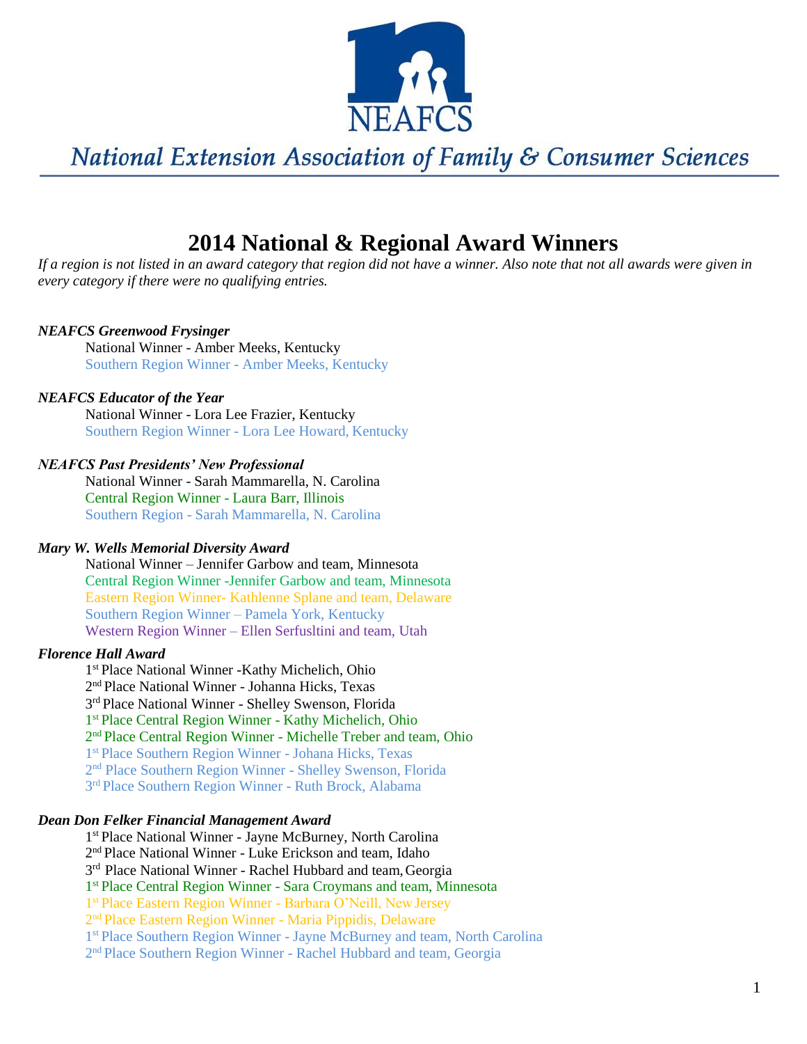NEAFCS

National Extension Association of Family & Consumer Sciences

# 2014 National & Regional Award Winners

*If a region is not listed in an award category that region did not have a winner. Also note that not all awards were given in every category if there were no qualifying entries.*

***NEAFCS Greenwood Frysinger***

National Winner - Amber Meeks, Kentucky
Southern Region Winner - Amber Meeks, Kentucky

***NEAFCS Educator of the Year***

National Winner - Lora Lee Frazier, Kentucky
Southern Region Winner - Lora Lee Howard, Kentucky

***NEAFCS Past Presidents' New Professional***

National Winner - Sarah Mammarella, N. Carolina
Central Region Winner - Laura Barr, Illinois
Southern Region - Sarah Mammarella, N. Carolina

***Mary W. Wells Memorial Diversity Award***

National Winner – Jennifer Garbow and team, Minnesota
Central Region Winner -Jennifer Garbow and team, Minnesota
Eastern Region Winner- Kathlenne Splane and team, Delaware
Southern Region Winner – Pamela York, Kentucky
Western Region Winner – Ellen Serfusltini and team, Utah

***Florence Hall Award***

1st Place National Winner -Kathy Michelich, Ohio
2nd Place National Winner - Johanna Hicks, Texas
3rd Place National Winner - Shelley Swenson, Florida
1st Place Central Region Winner - Kathy Michelich, Ohio
2nd Place Central Region Winner - Michelle Treber and team, Ohio
1st Place Southern Region Winner - Johana Hicks, Texas
2nd Place Southern Region Winner - Shelley Swenson, Florida
3rd Place Southern Region Winner - Ruth Brock, Alabama

***Dean Don Felker Financial Management Award***

1st Place National Winner - Jayne McBurney, North Carolina
2nd Place National Winner - Luke Erickson and team, Idaho
3rd Place National Winner - Rachel Hubbard and team, Georgia
1st Place Central Region Winner - Sara Croymans and team, Minnesota
1st Place Eastern Region Winner - Barbara O'Neill, New Jersey
2nd Place Eastern Region Winner - Maria Pippidis, Delaware
1st Place Southern Region Winner - Jayne McBurney and team, North Carolina
2nd Place Southern Region Winner - Rachel Hubbard and team, Georgia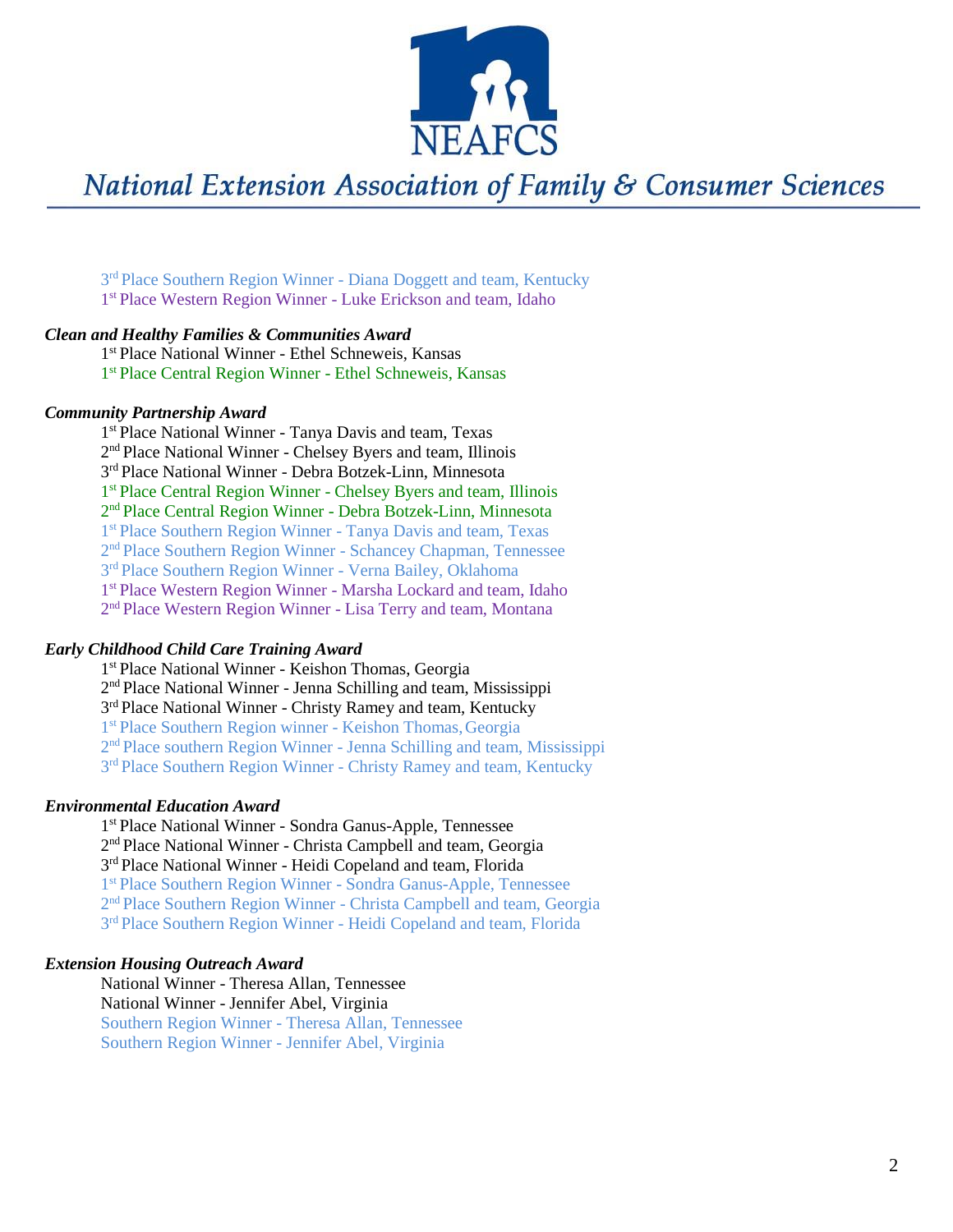3rd Place Southern Region Winner - Diana Doggett and team, Kentucky
1st Place Western Region Winner - Luke Erickson and team, Idaho

***Clean and Healthy Families & Communities Award***

1st Place National Winner - Ethel Schneweis, Kansas
1st Place Central Region Winner - Ethel Schneweis, Kansas

***Community Partnership Award***

1st Place National Winner - Tanya Davis and team, Texas
2nd Place National Winner - Chelsey Byers and team, Illinois
3rd Place National Winner - Debra Botzek-Linn, Minnesota
1st Place Central Region Winner - Chelsey Byers and team, Illinois
2nd Place Central Region Winner - Debra Botzek-Linn, Minnesota
1st Place Southern Region Winner - Tanya Davis and team, Texas
2nd Place Southern Region Winner - Schancey Chapman, Tennessee
3rd Place Southern Region Winner - Verna Bailey, Oklahoma
1st Place Western Region Winner - Marsha Lockard and team, Idaho
2nd Place Western Region Winner - Lisa Terry and team, Montana

***Early Childhood Child Care Training Award***

1st Place National Winner - Keishon Thomas, Georgia
2nd Place National Winner - Jenna Schilling and team, Mississippi
3rd Place National Winner - Christy Ramey and team, Kentucky
1st Place Southern Region winner - Keishon Thomas, Georgia
2nd Place southern Region Winner - Jenna Schilling and team, Mississippi
3rd Place Southern Region Winner - Christy Ramey and team, Kentucky

***Environmental Education Award***

1st Place National Winner - Sondra Ganus-Apple, Tennessee
2nd Place National Winner - Christa Campbell and team, Georgia
3rd Place National Winner - Heidi Copeland and team, Florida
1st Place Southern Region Winner - Sondra Ganus-Apple, Tennessee
2nd Place Southern Region Winner - Christa Campbell and team, Georgia
3rd Place Southern Region Winner - Heidi Copeland and team, Florida

***Extension Housing Outreach Award***

National Winner - Theresa Allan, Tennessee
National Winner - Jennifer Abel, Virginia
Southern Region Winner - Theresa Allan, Tennessee
Southern Region Winner - Jennifer Abel, Virginia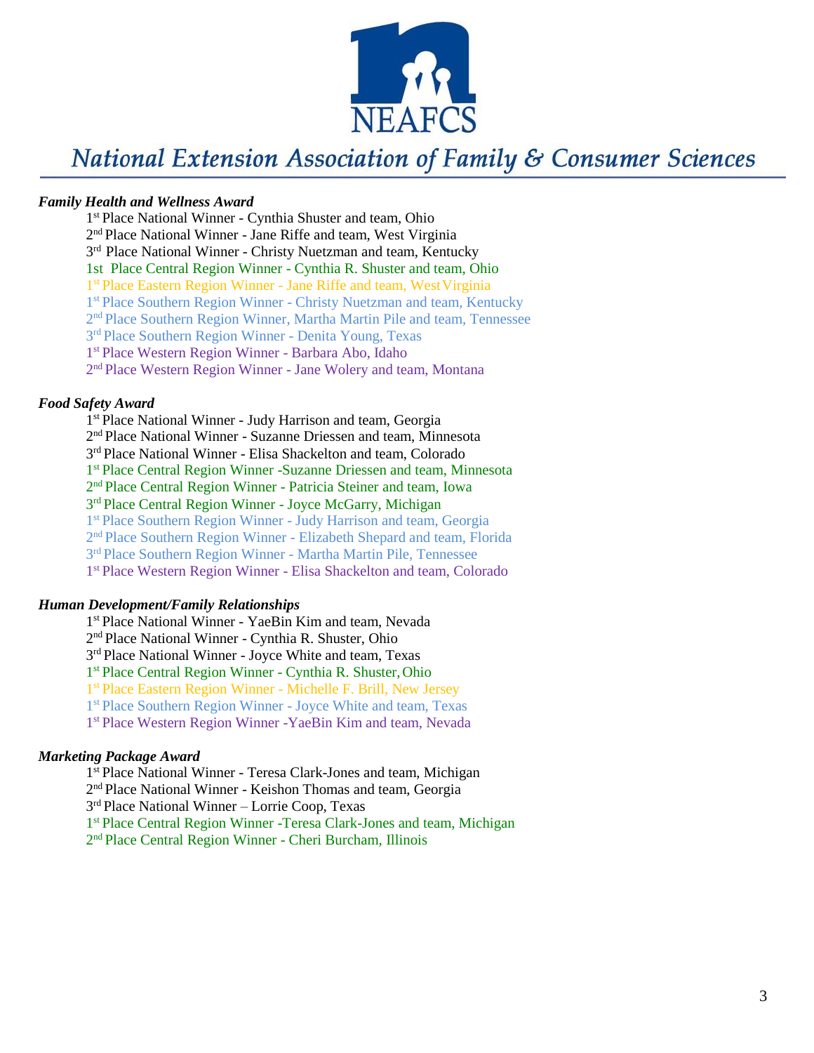National Extension Association of Family & Consumer Sciences

***Family Health and Wellness Award***

1st Place National Winner - Cynthia Shuster and team, Ohio
2nd Place National Winner - Jane Riffe and team, West Virginia
3rd Place National Winner - Christy Nuetzman and team, Kentucky
1st Place Central Region Winner - Cynthia R. Shuster and team, Ohio
1st Place Eastern Region Winner - Jane Riffe and team, West Virginia
1st Place Southern Region Winner - Christy Nuetzman and team, Kentucky
2nd Place Southern Region Winner, Martha Martin Pile and team, Tennessee
3rd Place Southern Region Winner - Denita Young, Texas
1st Place Western Region Winner - Barbara Abo, Idaho
2nd Place Western Region Winner - Jane Wolery and team, Montana

***Food Safety Award***

1st Place National Winner - Judy Harrison and team, Georgia
2nd Place National Winner - Suzanne Driessen and team, Minnesota
3rd Place National Winner - Elisa Shackelton and team, Colorado
1st Place Central Region Winner -Suzanne Driessen and team, Minnesota
2nd Place Central Region Winner - Patricia Steiner and team, Iowa
3rd Place Central Region Winner - Joyce McGarry, Michigan
1st Place Southern Region Winner - Judy Harrison and team, Georgia
2nd Place Southern Region Winner - Elizabeth Shepard and team, Florida
3rd Place Southern Region Winner - Martha Martin Pile, Tennessee
1st Place Western Region Winner - Elisa Shackelton and team, Colorado

***Human Development/Family Relationships***

1st Place National Winner - YaeBin Kim and team, Nevada
2nd Place National Winner - Cynthia R. Shuster, Ohio
3rd Place National Winner - Joyce White and team, Texas
1st Place Central Region Winner - Cynthia R. Shuster, Ohio
1st Place Eastern Region Winner - Michelle F. Brill, New Jersey
1st Place Southern Region Winner - Joyce White and team, Texas
1st Place Western Region Winner -YaeBin Kim and team, Nevada

***Marketing Package Award***

1st Place National Winner - Teresa Clark-Jones and team, Michigan
2nd Place National Winner - Keishon Thomas and team, Georgia
3rd Place National Winner – Lorrie Coop, Texas
1st Place Central Region Winner -Teresa Clark-Jones and team, Michigan
2nd Place Central Region Winner - Cheri Burcham, Illinois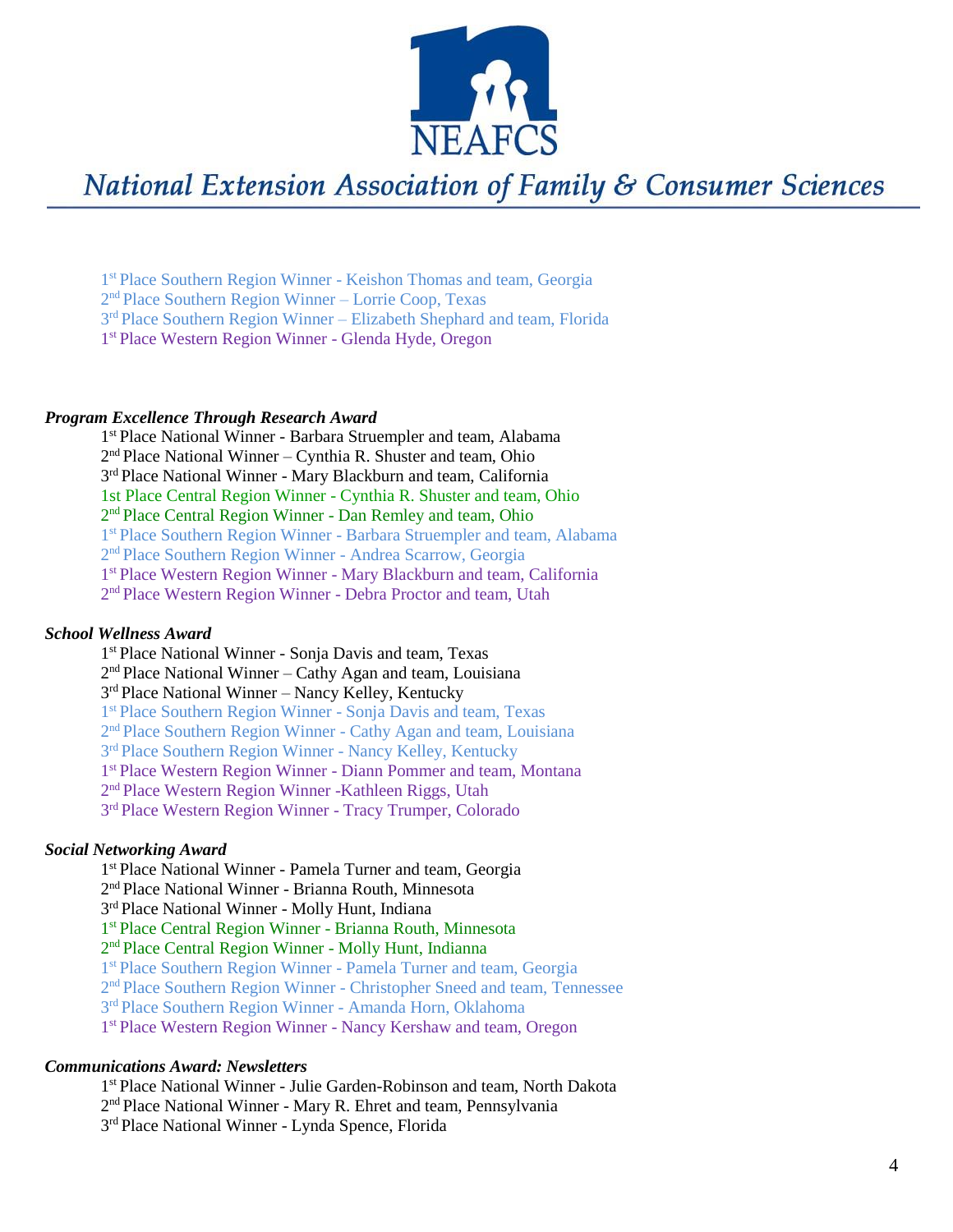1st Place Southern Region Winner - Keishon Thomas and team, Georgia
2nd Place Southern Region Winner – Lorrie Coop, Texas
3rd Place Southern Region Winner – Elizabeth Shephard and team, Florida
1st Place Western Region Winner - Glenda Hyde, Oregon

***Program Excellence Through Research Award***

1st Place National Winner - Barbara Struempler and team, Alabama
2nd Place National Winner – Cynthia R. Shuster and team, Ohio
3rd Place National Winner - Mary Blackburn and team, California
1st Place Central Region Winner - Cynthia R. Shuster and team, Ohio
2nd Place Central Region Winner - Dan Remley and team, Ohio
1st Place Southern Region Winner - Barbara Struempler and team, Alabama
2nd Place Southern Region Winner - Andrea Scarrow, Georgia
1st Place Western Region Winner - Mary Blackburn and team, California
2nd Place Western Region Winner - Debra Proctor and team, Utah

***School Wellness Award***

1st Place National Winner - Sonja Davis and team, Texas
2nd Place National Winner – Cathy Agan and team, Louisiana
3rd Place National Winner – Nancy Kelley, Kentucky
1st Place Southern Region Winner - Sonja Davis and team, Texas
2nd Place Southern Region Winner - Cathy Agan and team, Louisiana
3rd Place Southern Region Winner - Nancy Kelley, Kentucky
1st Place Western Region Winner - Diann Pommer and team, Montana
2nd Place Western Region Winner -Kathleen Riggs, Utah
3rd Place Western Region Winner - Tracy Trumper, Colorado

***Social Networking Award***

1st Place National Winner - Pamela Turner and team, Georgia
2nd Place National Winner - Brianna Routh, Minnesota
3rd Place National Winner - Molly Hunt, Indiana
1st Place Central Region Winner - Brianna Routh, Minnesota
2nd Place Central Region Winner - Molly Hunt, Indianna
1st Place Southern Region Winner - Pamela Turner and team, Georgia
2nd Place Southern Region Winner - Christopher Sneed and team, Tennessee
3rd Place Southern Region Winner - Amanda Horn, Oklahoma
1st Place Western Region Winner - Nancy Kershaw and team, Oregon

***Communications Award: Newsletters***

1st Place National Winner - Julie Garden-Robinson and team, North Dakota
2nd Place National Winner - Mary R. Ehret and team, Pennsylvania
3rd Place National Winner - Lynda Spence, Florida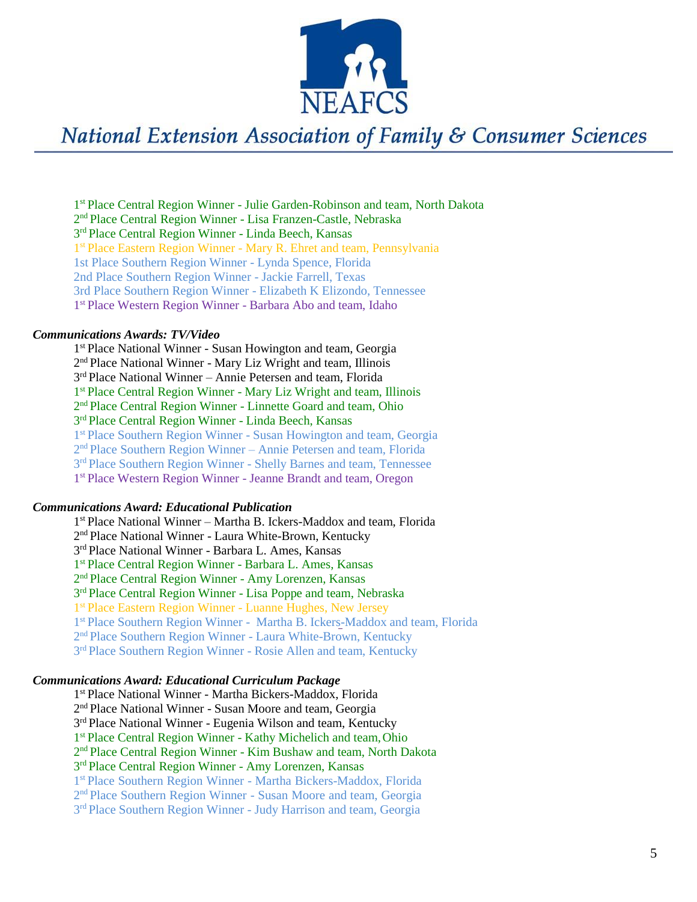1st Place Central Region Winner - Julie Garden-Robinson and team, North Dakota
2nd Place Central Region Winner - Lisa Franzen-Castle, Nebraska
3rd Place Central Region Winner - Linda Beech, Kansas
1st Place Eastern Region Winner - Mary R. Ehret and team, Pennsylvania
1st Place Southern Region Winner - Lynda Spence, Florida
2nd Place Southern Region Winner - Jackie Farrell, Texas
3rd Place Southern Region Winner - Elizabeth K Elizondo, Tennessee
1st Place Western Region Winner - Barbara Abo and team, Idaho

***Communications Awards: TV/Video***

1st Place National Winner - Susan Howington and team, Georgia
2nd Place National Winner - Mary Liz Wright and team, Illinois
3rd Place National Winner – Annie Petersen and team, Florida
1st Place Central Region Winner - Mary Liz Wright and team, Illinois
2nd Place Central Region Winner - Linnette Goard and team, Ohio
3rd Place Central Region Winner - Linda Beech, Kansas
1st Place Southern Region Winner - Susan Howington and team, Georgia
2nd Place Southern Region Winner – Annie Petersen and team, Florida
3rd Place Southern Region Winner - Shelly Barnes and team, Tennessee
1st Place Western Region Winner - Jeanne Brandt and team, Oregon

***Communications Award: Educational Publication***

1st Place National Winner – Martha B. Ickers-Maddox and team, Florida
2nd Place National Winner - Laura White-Brown, Kentucky
3rd Place National Winner - Barbara L. Ames, Kansas
1st Place Central Region Winner - Barbara L. Ames, Kansas
2nd Place Central Region Winner - Amy Lorenzen, Kansas
3rd Place Central Region Winner - Lisa Poppe and team, Nebraska
1st Place Eastern Region Winner - Luanne Hughes, New Jersey
1st Place Southern Region Winner - Martha B. Ickers-Maddox and team, Florida
2nd Place Southern Region Winner - Laura White-Brown, Kentucky
3rd Place Southern Region Winner - Rosie Allen and team, Kentucky

***Communications Award: Educational Curriculum Package***

1st Place National Winner - Martha Bickers-Maddox, Florida
2nd Place National Winner - Susan Moore and team, Georgia
3rd Place National Winner - Eugenia Wilson and team, Kentucky
1st Place Central Region Winner - Kathy Michelich and team, Ohio
2nd Place Central Region Winner - Kim Bushaw and team, North Dakota
3rd Place Central Region Winner - Amy Lorenzen, Kansas
1st Place Southern Region Winner - Martha Bickers-Maddox, Florida
2nd Place Southern Region Winner - Susan Moore and team, Georgia
3rd Place Southern Region Winner - Judy Harrison and team, Georgia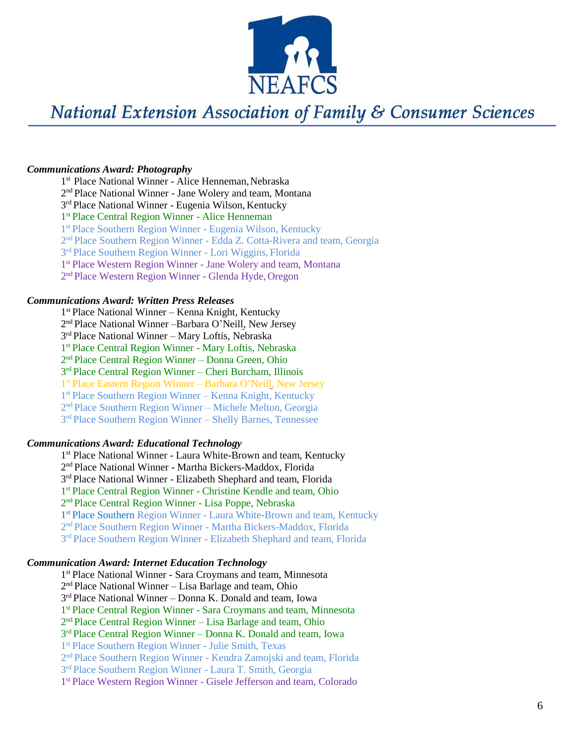# National Extension Association of Family & Consumer Sciences

***Communications Award: Photography***

1st Place National Winner - Alice Henneman, Nebraska
2nd Place National Winner - Jane Wolery and team, Montana
3rd Place National Winner - Eugenia Wilson, Kentucky
1st Place Central Region Winner - Alice Henneman
1st Place Southern Region Winner - Eugenia Wilson, Kentucky
2nd Place Southern Region Winner - Edda Z. Cotta-Rivera and team, Georgia
3rd Place Southern Region Winner - Lori Wiggins, Florida
1st Place Western Region Winner - Jane Wolery and team, Montana
2nd Place Western Region Winner - Glenda Hyde, Oregon

***Communications Award: Written Press Releases***

1st Place National Winner – Kenna Knight, Kentucky
2nd Place National Winner –Barbara O'Neill, New Jersey
3rd Place National Winner – Mary Loftis, Nebraska
1st Place Central Region Winner - Mary Loftis, Nebraska
2nd Place Central Region Winner – Donna Green, Ohio
3rd Place Central Region Winner – Cheri Burcham, Illinois
1st Place Eastern Region Winner – Barbara O'Neill, New Jersey
1st Place Southern Region Winner – Kenna Knight, Kentucky
2nd Place Southern Region Winner – Michele Melton, Georgia
3rd Place Southern Region Winner – Shelly Barnes, Tennessee

***Communications Award: Educational Technology***

1st Place National Winner - Laura White-Brown and team, Kentucky
2nd Place National Winner - Martha Bickers-Maddox, Florida
3rd Place National Winner - Elizabeth Shephard and team, Florida
1st Place Central Region Winner - Christine Kendle and team, Ohio
2nd Place Central Region Winner - Lisa Poppe, Nebraska
1st Place Southern Region Winner - Laura White-Brown and team, Kentucky
2nd Place Southern Region Winner - Martha Bickers-Maddox, Florida
3rd Place Southern Region Winner - Elizabeth Shephard and team, Florida

***Communication Award: Internet Education Technology***

1st Place National Winner - Sara Croymans and team, Minnesota
2nd Place National Winner – Lisa Barlage and team, Ohio
3rd Place National Winner – Donna K. Donald and team, Iowa
1st Place Central Region Winner - Sara Croymans and team, Minnesota
2nd Place Central Region Winner – Lisa Barlage and team, Ohio
3rd Place Central Region Winner – Donna K. Donald and team, Iowa
1st Place Southern Region Winner - Julie Smith, Texas
2nd Place Southern Region Winner - Kendra Zamojski and team, Florida
3rd Place Southern Region Winner - Laura T. Smith, Georgia
1st Place Western Region Winner - Gisele Jefferson and team, Colorado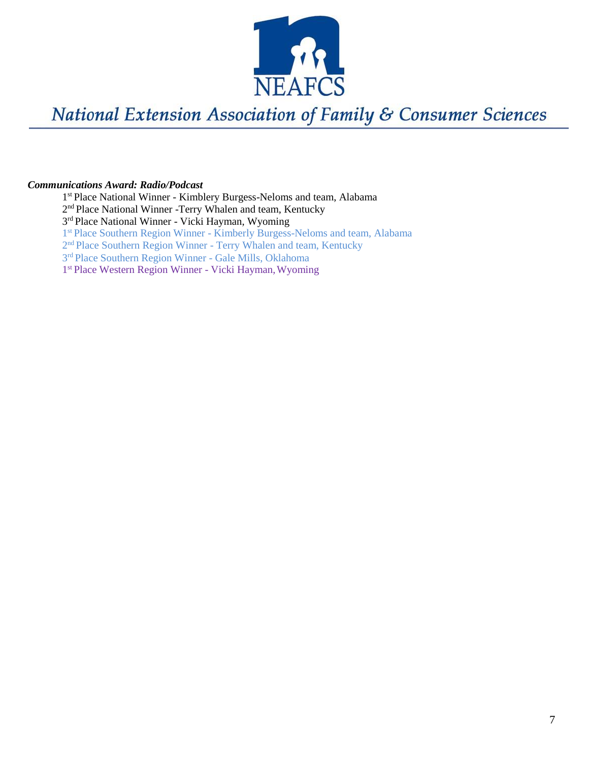*__Communications Award: Radio/Podcast__*

1st Place National Winner - Kimblery Burgess-Neloms and team, Alabama
2nd Place National Winner -Terry Whalen and team, Kentucky
3rd Place National Winner - Vicki Hayman, Wyoming
1st Place Southern Region Winner - Kimberly Burgess-Neloms and team, Alabama
2nd Place Southern Region Winner - Terry Whalen and team, Kentucky
3rd Place Southern Region Winner - Gale Mills, Oklahoma
1st Place Western Region Winner - Vicki Hayman, Wyoming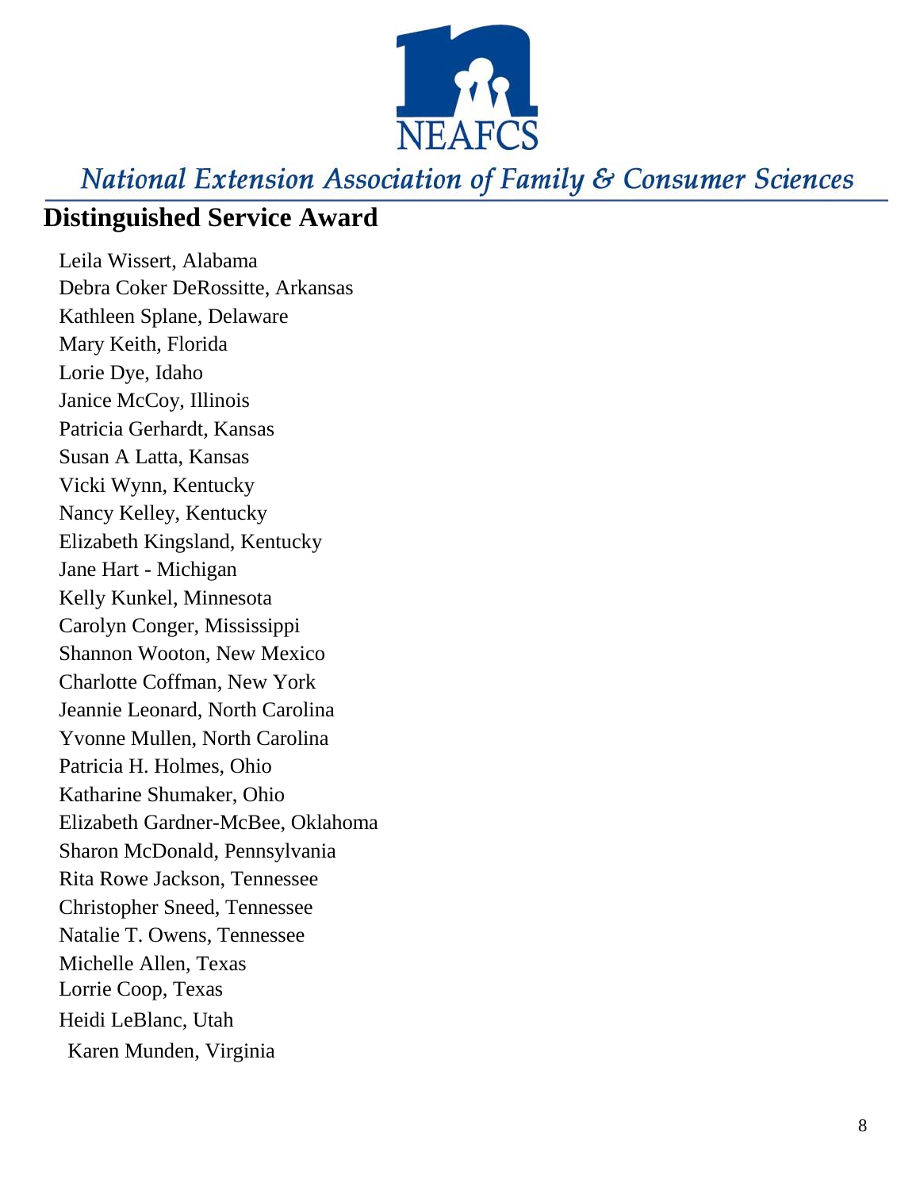National Extension Association of Family & Consumer Sciences

## Distinguished Service Award

Leila Wissert, Alabama
Debra Coker DeRossitte, Arkansas
Kathleen Splane, Delaware
Mary Keith, Florida
Lorie Dye, Idaho
Janice McCoy, Illinois
Patricia Gerhardt, Kansas
Susan A Latta, Kansas
Vicki Wynn, Kentucky
Nancy Kelley, Kentucky
Elizabeth Kingsland, Kentucky
Jane Hart - Michigan
Kelly Kunkel, Minnesota
Carolyn Conger, Mississippi
Shannon Wooton, New Mexico
Charlotte Coffman, New York
Jeannie Leonard, North Carolina
Yvonne Mullen, North Carolina
Patricia H. Holmes, Ohio
Katharine Shumaker, Ohio
Elizabeth Gardner-McBee, Oklahoma
Sharon McDonald, Pennsylvania
Rita Rowe Jackson, Tennessee
Christopher Sneed, Tennessee
Natalie T. Owens, Tennessee
Michelle Allen, Texas
Lorrie Coop, Texas
Heidi LeBlanc, Utah
Karen Munden, Virginia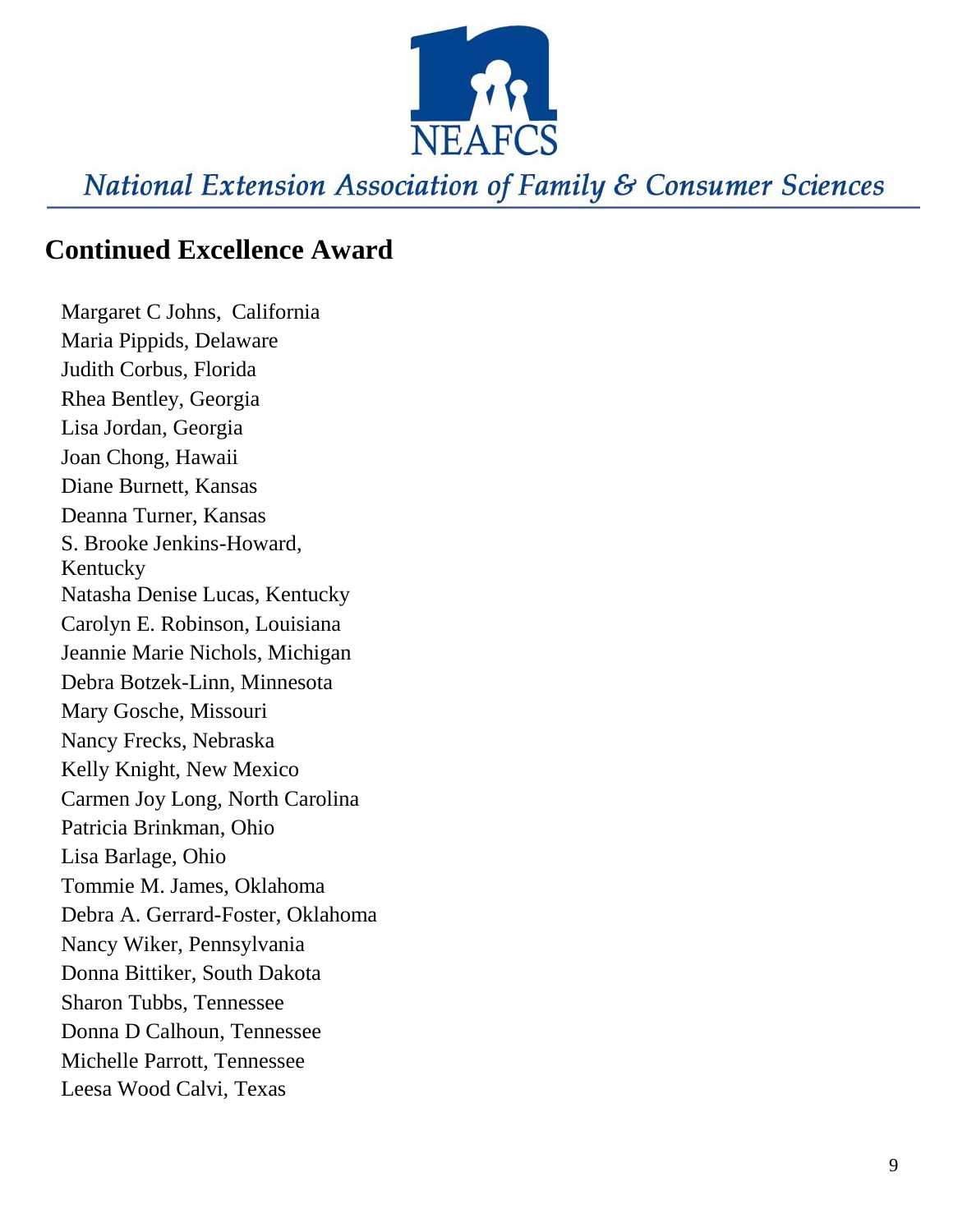National Extension Association of Family & Consumer Sciences

## Continued Excellence Award

Margaret C Johns, California
Maria Pippids, Delaware
Judith Corbus, Florida
Rhea Bentley, Georgia
Lisa Jordan, Georgia
Joan Chong, Hawaii
Diane Burnett, Kansas
Deanna Turner, Kansas
S. Brooke Jenkins-Howard, Kentucky
Natasha Denise Lucas, Kentucky
Carolyn E. Robinson, Louisiana
Jeannie Marie Nichols, Michigan
Debra Botzek-Linn, Minnesota
Mary Gosche, Missouri
Nancy Frecks, Nebraska
Kelly Knight, New Mexico
Carmen Joy Long, North Carolina
Patricia Brinkman, Ohio
Lisa Barlage, Ohio
Tommie M. James, Oklahoma
Debra A. Gerrard-Foster, Oklahoma
Nancy Wiker, Pennsylvania
Donna Bittiker, South Dakota
Sharon Tubbs, Tennessee
Donna D Calhoun, Tennessee
Michelle Parrott, Tennessee
Leesa Wood Calvi, Texas